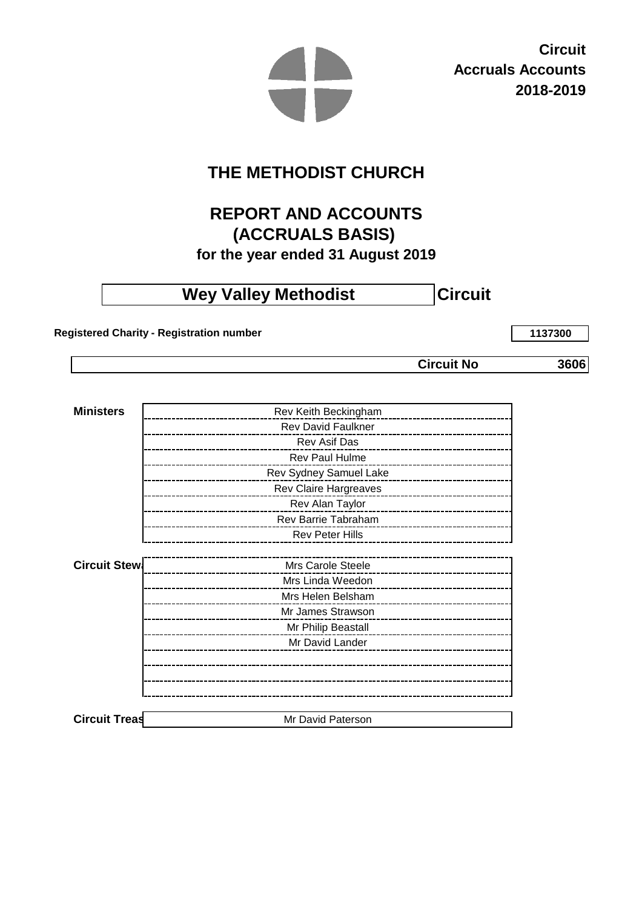**Circuit**
**Accruals Accounts**
**2018-2019**

# THE METHODIST CHURCH

## REPORT AND ACCOUNTS
## (ACCRUALS BASIS)
### for the year ended 31 August 2019

## Wey Valley Methodist Circuit

**Registered Charity - Registration number** **1137300**

**Circuit No** **3606**

| **Ministers** | |
|---|---|
| | Rev Keith Beckingham |
| | Rev David Faulkner |
| | Rev Asif Das |
| | Rev Paul Hulme |
| | Rev Sydney Samuel Lake |
| | Rev Claire Hargreaves |
| | Rev Alan Taylor |
| | Rev Barrie Tabraham |
| | Rev Peter Hills |

| **Circuit Stew** | |
|---|---|
| | Mrs Carole Steele |
| | Mrs Linda Weedon |
| | Mrs Helen Belsham |
| | Mr James Strawson |
| | Mr Philip Beastall |
| | Mr David Lander |

| **Circuit Treas** | Mr David Paterson |
|---|---|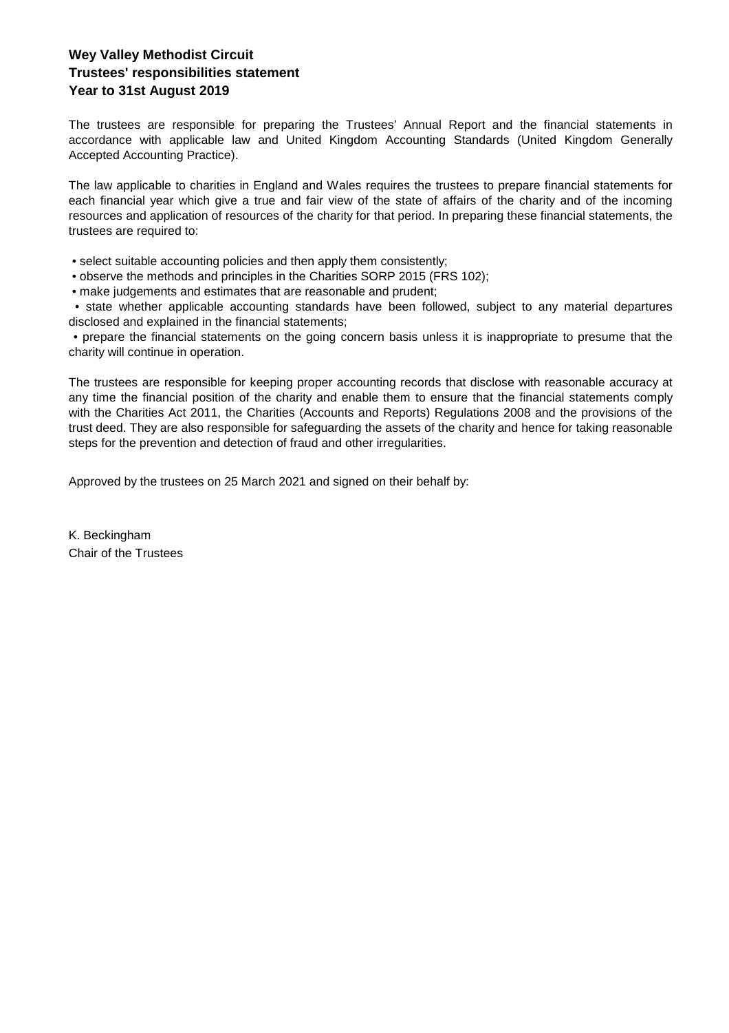**Wey Valley Methodist Circuit**
**Trustees' responsibilities statement**
**Year to 31st August 2019**

The trustees are responsible for preparing the Trustees' Annual Report and the financial statements in accordance with applicable law and United Kingdom Accounting Standards (United Kingdom Generally Accepted Accounting Practice).

The law applicable to charities in England and Wales requires the trustees to prepare financial statements for each financial year which give a true and fair view of the state of affairs of the charity and of the incoming resources and application of resources of the charity for that period. In preparing these financial statements, the trustees are required to:

- select suitable accounting policies and then apply them consistently;
- observe the methods and principles in the Charities SORP 2015 (FRS 102);
- make judgements and estimates that are reasonable and prudent;
- state whether applicable accounting standards have been followed, subject to any material departures disclosed and explained in the financial statements;
- prepare the financial statements on the going concern basis unless it is inappropriate to presume that the charity will continue in operation.

The trustees are responsible for keeping proper accounting records that disclose with reasonable accuracy at any time the financial position of the charity and enable them to ensure that the financial statements comply with the Charities Act 2011, the Charities (Accounts and Reports) Regulations 2008 and the provisions of the trust deed. They are also responsible for safeguarding the assets of the charity and hence for taking reasonable steps for the prevention and detection of fraud and other irregularities.

Approved by the trustees on 25 March 2021 and signed on their behalf by:

K. Beckingham
Chair of the Trustees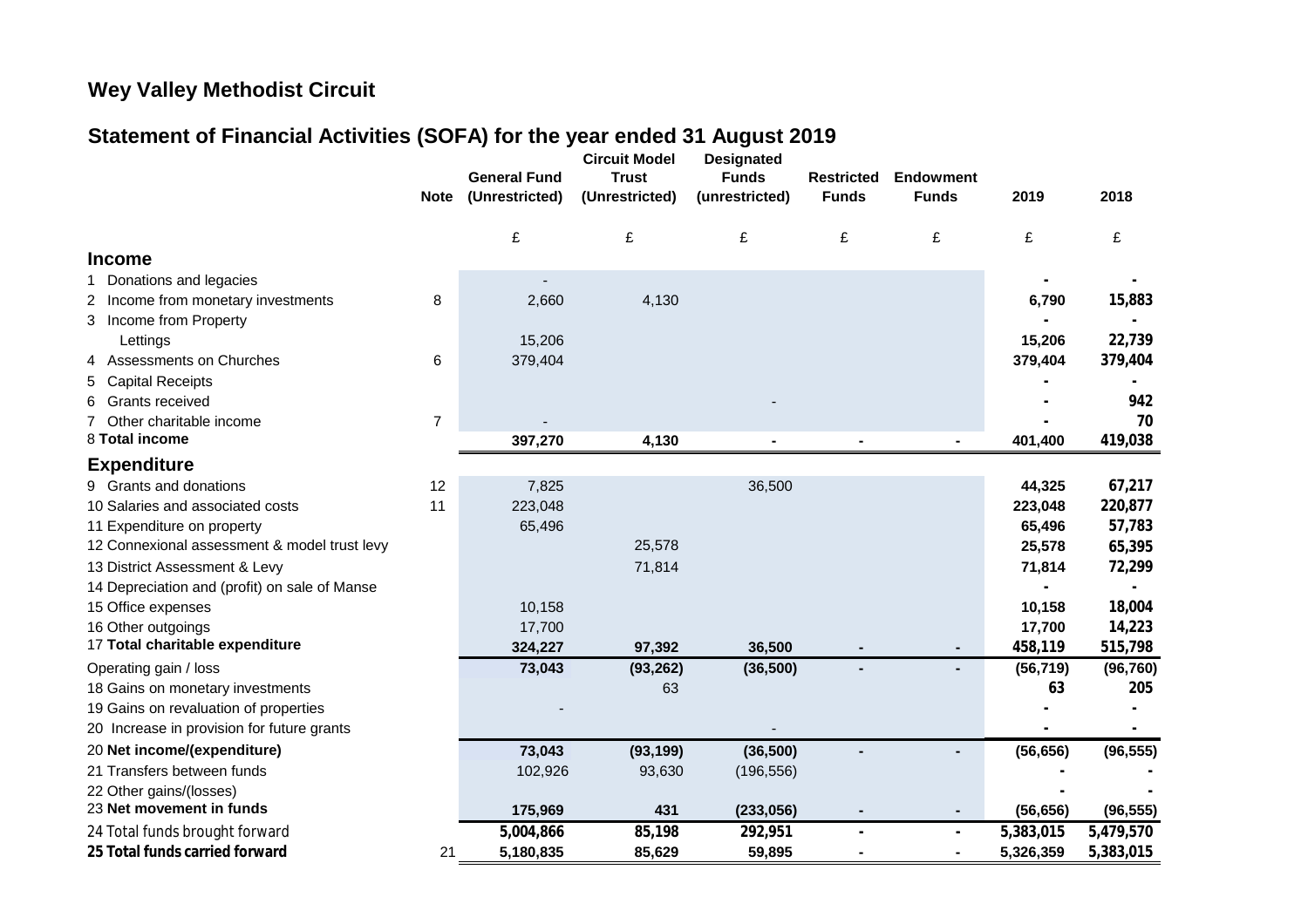## Wey Valley Methodist Circuit

## Statement of Financial Activities (SOFA) for the year ended 31 August 2019

| | Note | General Fund (Unrestricted) | Circuit Model Trust (Unrestricted) | Designated Funds (unrestricted) | Restricted Funds | Endowment Funds | 2019 | 2018 |
|---|---|---|---|---|---|---|---|---|
| | | £ | £ | £ | £ | £ | £ | £ |
| **Income** | | | | | | | | |
| 1 Donations and legacies | | - | | | | | - | - |
| 2 Income from monetary investments | 8 | 2,660 | 4,130 | | | | 6,790 | 15,883 |
| 3 Income from Property | | | | | | | - | - |
| Lettings | | 15,206 | | | | | 15,206 | 22,739 |
| 4 Assessments on Churches | 6 | 379,404 | | | | | 379,404 | 379,404 |
| 5 Capital Receipts | | | | | | | - | - |
| 6 Grants received | | | | - | | | - | 942 |
| 7 Other charitable income | 7 | - | | | | | - | 70 |
| 8 **Total income** | | **397,270** | **4,130** | **-** | **-** | **-** | **401,400** | **419,038** |
| **Expenditure** | | | | | | | | |
| 9 Grants and donations | 12 | 7,825 | | 36,500 | | | 44,325 | 67,217 |
| 10 Salaries and associated costs | 11 | 223,048 | | | | | 223,048 | 220,877 |
| 11 Expenditure on property | | 65,496 | | | | | 65,496 | 57,783 |
| 12 Connexional assessment & model trust levy | | | 25,578 | | | | 25,578 | 65,395 |
| 13 District Assessment & Levy | | | 71,814 | | | | 71,814 | 72,299 |
| 14 Depreciation and (profit) on sale of Manse | | | | | | | - | - |
| 15 Office expenses | | 10,158 | | | | | 10,158 | 18,004 |
| 16 Other outgoings | | 17,700 | | | | | 17,700 | 14,223 |
| 17 **Total charitable expenditure** | | **324,227** | **97,392** | **36,500** | **-** | **-** | **458,119** | **515,798** |
| Operating gain / loss | | **73,043** | **(93,262)** | **(36,500)** | **-** | **-** | **(56,719)** | **(96,760)** |
| 18 Gains on monetary investments | | | 63 | | | | 63 | 205 |
| 19 Gains on revaluation of properties | | - | | | | | - | - |
| 20 Increase in provision for future grants | | | | - | | | - | - |
| 20 **Net income/(expenditure)** | | **73,043** | **(93,199)** | **(36,500)** | **-** | **-** | **(56,656)** | **(96,555)** |
| 21 Transfers between funds | | 102,926 | 93,630 | (196,556) | | | - | - |
| 22 Other gains/(losses) | | | | | | | - | - |
| 23 **Net movement in funds** | | **175,969** | **431** | **(233,056)** | **-** | **-** | **(56,656)** | **(96,555)** |
| 24 Total funds brought forward | | **5,004,866** | **85,198** | **292,951** | **-** | **-** | **5,383,015** | **5,479,570** |
| **25 Total funds carried forward** | 21 | **5,180,835** | **85,629** | **59,895** | **-** | **-** | **5,326,359** | **5,383,015** |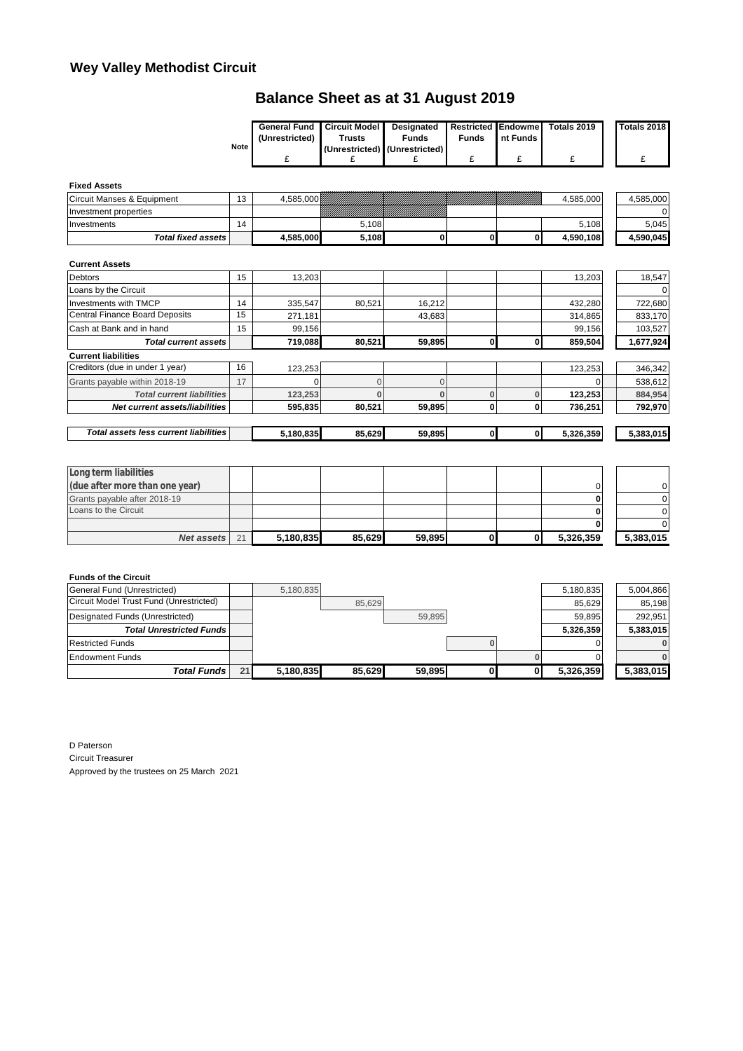# Wey Valley Methodist Circuit

## Balance Sheet as at 31 August 2019

| | Note | General Fund (Unrestricted) £ | Circuit Model Trusts (Unrestricted) £ | Designated Funds (Unrestricted) £ | Restricted Funds £ | Endowment Funds £ | Totals 2019 £ | Totals 2018 £ |
|---|---|---|---|---|---|---|---|---|
| **Fixed Assets** | | | | | | | | |
| Circuit Manses & Equipment | 13 | 4,585,000 | | | | | 4,585,000 | 4,585,000 |
| Investment properties | | | | | | | | 0 |
| Investments | 14 | | 5,108 | | | | 5,108 | 5,045 |
| ***Total fixed assets*** | | **4,585,000** | **5,108** | **0** | **0** | **0** | **4,590,108** | **4,590,045** |
| **Current Assets** | | | | | | | | |
| Debtors | 15 | 13,203 | | | | | 13,203 | 18,547 |
| Loans by the Circuit | | | | | | | | 0 |
| Investments with TMCP | 14 | 335,547 | 80,521 | 16,212 | | | 432,280 | 722,680 |
| Central Finance Board Deposits | 15 | 271,181 | | 43,683 | | | 314,865 | 833,170 |
| Cash at Bank and in hand | 15 | 99,156 | | | | | 99,156 | 103,527 |
| ***Total current assets*** | | **719,088** | **80,521** | **59,895** | **0** | **0** | **859,504** | **1,677,924** |
| **Current liabilities** | | | | | | | | |
| Creditors (due in under 1 year) | 16 | 123,253 | | | | | 123,253 | 346,342 |
| Grants payable within 2018-19 | 17 | 0 | 0 | 0 | | | 0 | 538,612 |
| ***Total current liabilities*** | | **123,253** | **0** | **0** | **0** | **0** | **123,253** | **884,954** |
| ***Net current assets/liabilities*** | | **595,835** | **80,521** | **59,895** | **0** | **0** | **736,251** | **792,970** |
| ***Total assets less current liabilities*** | | **5,180,835** | **85,629** | **59,895** | **0** | **0** | **5,326,359** | **5,383,015** |
| **Long term liabilities (due after more than one year)** | | | | | | | 0 | 0 |
| Grants payable after 2018-19 | | | | | | | **0** | 0 |
| Loans to the Circuit | | | | | | | **0** | 0 |
| | | | | | | | **0** | 0 |
| ***Net assets*** | 21 | **5,180,835** | **85,629** | **59,895** | **0** | **0** | **5,326,359** | **5,383,015** |
| **Funds of the Circuit** | | | | | | | | |
| General Fund (Unrestricted) | | 5,180,835 | | | | | 5,180,835 | 5,004,866 |
| Circuit Model Trust Fund (Unrestricted) | | | 85,629 | | | | 85,629 | 85,198 |
| Designated Funds (Unrestricted) | | | | 59,895 | | | 59,895 | 292,951 |
| ***Total Unrestricted Funds*** | | | | | | | **5,326,359** | **5,383,015** |
| Restricted Funds | | | | | 0 | | 0 | **0** |
| Endowment Funds | | | | | | 0 | 0 | **0** |
| ***Total Funds*** | **21** | **5,180,835** | **85,629** | **59,895** | **0** | **0** | **5,326,359** | **5,383,015** |

D Paterson
Circuit Treasurer
Approved by the trustees on 25 March 2021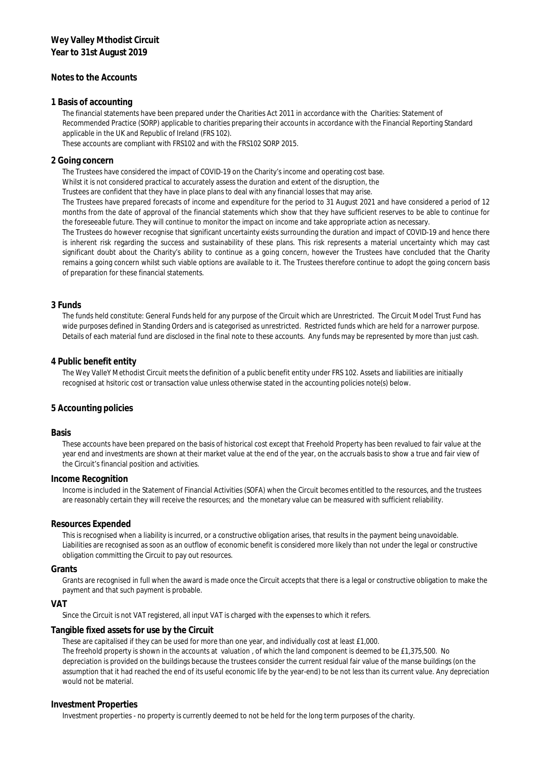**Wey Valley Mthodist Circuit**
**Year to 31st August 2019**

## Notes to the Accounts

### 1 Basis of accounting

The financial statements have been prepared under the Charities Act 2011 in accordance with the Charities: Statement of Recommended Practice (SORP) applicable to charities preparing their accounts in accordance with the Financial Reporting Standard applicable in the UK and Republic of Ireland (FRS 102).
These accounts are compliant with FRS102 and with the FRS102 SORP 2015.

### 2 Going concern

The Trustees have considered the impact of COVID-19 on the Charity's income and operating cost base.
Whilst it is not considered practical to accurately assess the duration and extent of the disruption, the
Trustees are confident that they have in place plans to deal with any financial losses that may arise.
The Trustees have prepared forecasts of income and expenditure for the period to 31 August 2021 and have considered a period of 12 months from the date of approval of the financial statements which show that they have sufficient reserves to be able to continue for the foreseeable future. They will continue to monitor the impact on income and take appropriate action as necessary.
The Trustees do however recognise that significant uncertainty exists surrounding the duration and impact of COVID-19 and hence there is inherent risk regarding the success and sustainability of these plans. This risk represents a material uncertainty which may cast significant doubt about the Charity's ability to continue as a going concern, however the Trustees have concluded that the Charity remains a going concern whilst such viable options are available to it. The Trustees therefore continue to adopt the going concern basis of preparation for these financial statements.

### 3 Funds

The funds held constitute: General Funds held for any purpose of the Circuit which are Unrestricted. The Circuit Model Trust Fund has wide purposes defined in Standing Orders and is categorised as unrestricted. Restricted funds which are held for a narrower purpose. Details of each material fund are disclosed in the final note to these accounts. Any funds may be represented by more than just cash.

### 4 Public benefit entity

The Wey ValleY Methodist Circuit meets the definition of a public benefit entity under FRS 102. Assets and liabilities are initiaally recognised at hsitoric cost or transaction value unless otherwise stated in the accounting policies note(s) below.

### 5 Accounting policies

#### Basis

These accounts have been prepared on the basis of historical cost except that Freehold Property has been revalued to fair value at the year end and investments are shown at their market value at the end of the year, on the accruals basis to show a true and fair view of the Circuit's financial position and activities.

#### Income Recognition

Income is included in the Statement of Financial Activities (SOFA) when the Circuit becomes entitled to the resources, and the trustees are reasonably certain they will receive the resources; and the monetary value can be measured with sufficient reliability.

#### Resources Expended

This is recognised when a liability is incurred, or a constructive obligation arises, that results in the payment being unavoidable.
Liabilities are recognised as soon as an outflow of economic benefit is considered more likely than not under the legal or constructive obligation committing the Circuit to pay out resources.

#### Grants

Grants are recognised in full when the award is made once the Circuit accepts that there is a legal or constructive obligation to make the payment and that such payment is probable.

#### VAT

Since the Circuit is not VAT registered, all input VAT is charged with the expenses to which it refers.

#### Tangible fixed assets for use by the Circuit

These are capitalised if they can be used for more than one year, and individually cost at least £1,000.
The freehold property is shown in the accounts at valuation , of which the land component is deemed to be £1,375,500. No depreciation is provided on the buildings because the trustees consider the current residual fair value of the manse buildings (on the assumption that it had reached the end of its useful economic life by the year-end) to be not less than its current value. Any depreciation would not be material.

#### Investment Properties

Investment properties - no property is currently deemed to not be held for the long term purposes of the charity.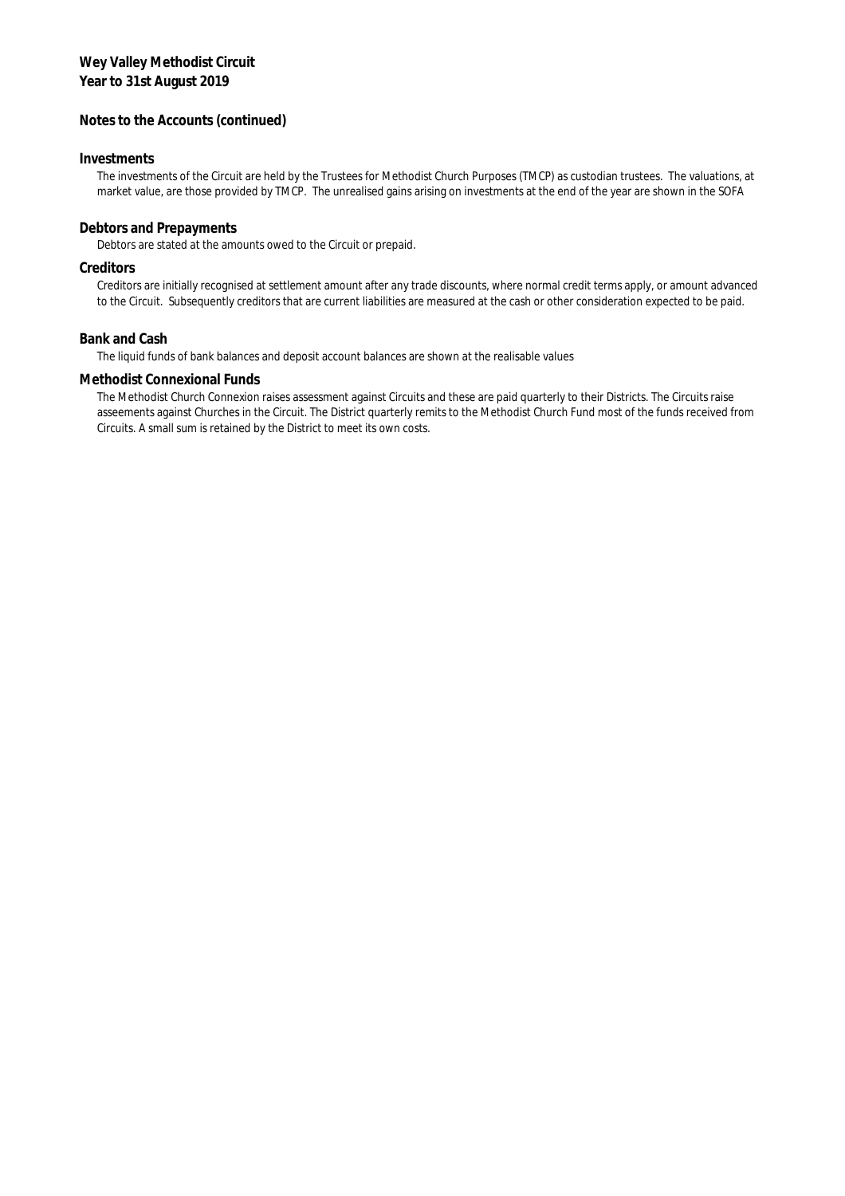**Wey Valley Methodist Circuit**
**Year to 31st August 2019**

**Notes to the Accounts (continued)**

**Investments**

The investments of the Circuit are held by the Trustees for Methodist Church Purposes (TMCP) as custodian trustees. The valuations, at market value, are those provided by TMCP. The unrealised gains arising on investments at the end of the year are shown in the SOFA

**Debtors and Prepayments**

Debtors are stated at the amounts owed to the Circuit or prepaid.

**Creditors**

Creditors are initially recognised at settlement amount after any trade discounts, where normal credit terms apply, or amount advanced to the Circuit. Subsequently creditors that are current liabilities are measured at the cash or other consideration expected to be paid.

**Bank and Cash**

The liquid funds of bank balances and deposit account balances are shown at the realisable values

**Methodist Connexional Funds**

The Methodist Church Connexion raises assessment against Circuits and these are paid quarterly to their Districts. The Circuits raise asseements against Churches in the Circuit. The District quarterly remits to the Methodist Church Fund most of the funds received from Circuits. A small sum is retained by the District to meet its own costs.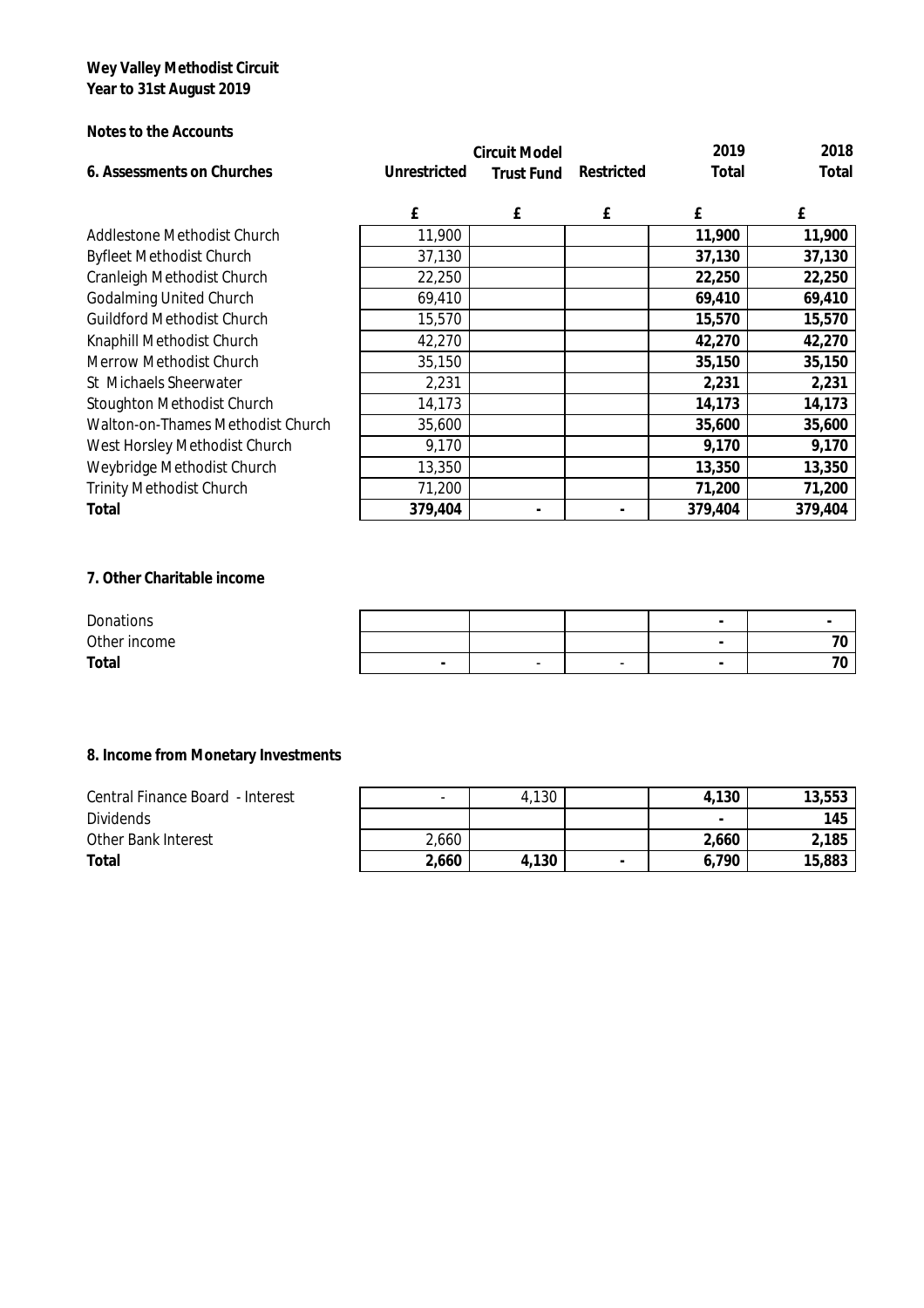**Wey Valley Methodist Circuit**
**Year to 31st August 2019**

**Notes to the Accounts**

| **6. Assessments on Churches** | **Unrestricted** | **Circuit Model Trust Fund** | **Restricted** | **2019 Total** | **2018 Total** |
|---|---|---|---|---|---|
| | **£** | **£** | **£** | **£** | **£** |
| Addlestone Methodist Church | 11,900 | | | **11,900** | **11,900** |
| Byfleet Methodist Church | 37,130 | | | **37,130** | **37,130** |
| Cranleigh Methodist Church | 22,250 | | | **22,250** | **22,250** |
| Godalming United Church | 69,410 | | | **69,410** | **69,410** |
| Guildford Methodist Church | 15,570 | | | **15,570** | **15,570** |
| Knaphill Methodist Church | 42,270 | | | **42,270** | **42,270** |
| Merrow Methodist Church | 35,150 | | | **35,150** | **35,150** |
| St Michaels Sheerwater | 2,231 | | | **2,231** | **2,231** |
| Stoughton Methodist Church | 14,173 | | | **14,173** | **14,173** |
| Walton-on-Thames Methodist Church | 35,600 | | | **35,600** | **35,600** |
| West Horsley Methodist Church | 9,170 | | | **9,170** | **9,170** |
| Weybridge Methodist Church | 13,350 | | | **13,350** | **13,350** |
| Trinity Methodist Church | 71,200 | | | **71,200** | **71,200** |
| **Total** | **379,404** | **-** | **-** | **379,404** | **379,404** |

**7. Other Charitable income**

| | | | | | |
|---|---|---|---|---|---|
| Donations | | | | **-** | **-** |
| Other income | | | | **-** | **70** |
| **Total** | **-** | - | - | **-** | **70** |

**8. Income from Monetary Investments**

| | | | | | |
|---|---|---|---|---|---|
| Central Finance Board - Interest | - | 4,130 | | **4,130** | **13,553** |
| Dividends | | | | **-** | **145** |
| Other Bank Interest | 2,660 | | | **2,660** | **2,185** |
| **Total** | **2,660** | **4,130** | **-** | **6,790** | **15,883** |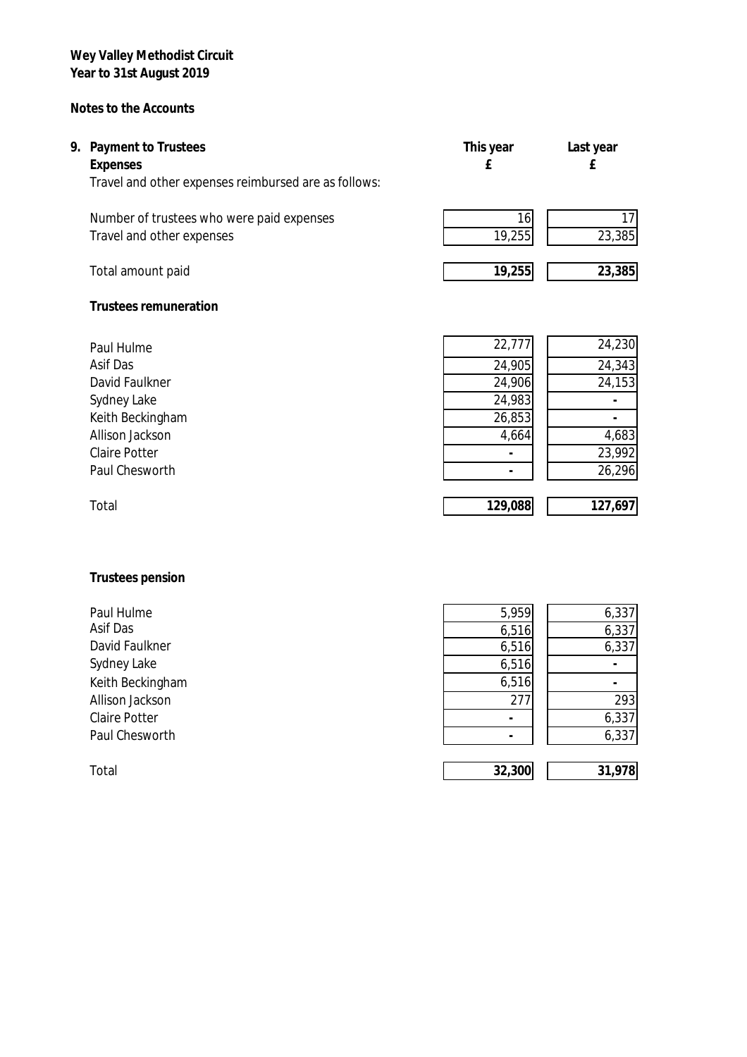**Wey Valley Methodist Circuit**
**Year to 31st August 2019**

**Notes to the Accounts**

**9. Payment to Trustees**

| **Expenses** | **This year £** | **Last year £** |
|---|---|---|
| Travel and other expenses reimbursed are as follows: | | |
| Number of trustees who were paid expenses | 16 | 17 |
| Travel and other expenses | 19,255 | 23,385 |
| Total amount paid | **19,255** | **23,385** |

**Trustees remuneration**

| | This year £ | Last year £ |
|---|---|---|
| Paul Hulme | 22,777 | 24,230 |
| Asif Das | 24,905 | 24,343 |
| David Faulkner | 24,906 | 24,153 |
| Sydney Lake | 24,983 | - |
| Keith Beckingham | 26,853 | - |
| Allison Jackson | 4,664 | 4,683 |
| Claire Potter | - | 23,992 |
| Paul Chesworth | - | 26,296 |
| Total | **129,088** | **127,697** |

**Trustees pension**

| | This year £ | Last year £ |
|---|---|---|
| Paul Hulme | 5,959 | 6,337 |
| Asif Das | 6,516 | 6,337 |
| David Faulkner | 6,516 | 6,337 |
| Sydney Lake | 6,516 | - |
| Keith Beckingham | 6,516 | - |
| Allison Jackson | 277 | 293 |
| Claire Potter | - | 6,337 |
| Paul Chesworth | - | 6,337 |
| Total | **32,300** | **31,978** |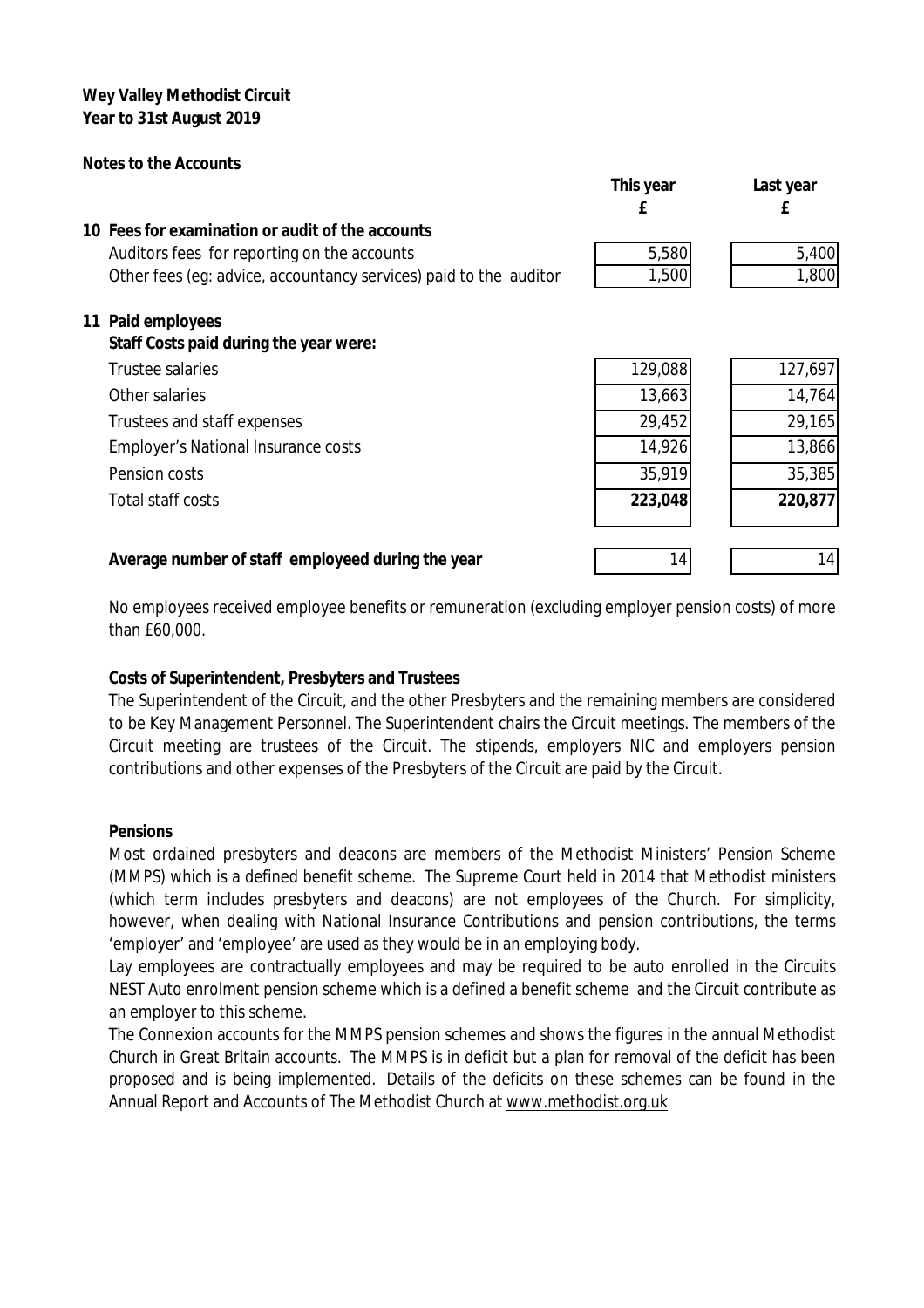**Wey Valley Methodist Circuit**
**Year to 31st August 2019**

**Notes to the Accounts**

| | This year £ | Last year £ |
|---|---|---|
| **10 Fees for examination or audit of the accounts** | | |
| Auditors fees for reporting on the accounts | 5,580 | 5,400 |
| Other fees (eg: advice, accountancy services) paid to the auditor | 1,500 | 1,800 |
| **11 Paid employees** | | |
| **Staff Costs paid during the year were:** | | |
| Trustee salaries | 129,088 | 127,697 |
| Other salaries | 13,663 | 14,764 |
| Trustees and staff expenses | 29,452 | 29,165 |
| Employer's National Insurance costs | 14,926 | 13,866 |
| Pension costs | 35,919 | 35,385 |
| Total staff costs | **223,048** | **220,877** |
| **Average number of staff employeed during the year** | 14 | 14 |

No employees received employee benefits or remuneration (excluding employer pension costs) of more than £60,000.

**Costs of Superintendent, Presbyters and Trustees**

The Superintendent of the Circuit, and the other Presbyters and the remaining members are considered to be Key Management Personnel. The Superintendent chairs the Circuit meetings. The members of the Circuit meeting are trustees of the Circuit. The stipends, employers NIC and employers pension contributions and other expenses of the Presbyters of the Circuit are paid by the Circuit.

**Pensions**

Most ordained presbyters and deacons are members of the Methodist Ministers' Pension Scheme (MMPS) which is a defined benefit scheme. The Supreme Court held in 2014 that Methodist ministers (which term includes presbyters and deacons) are not employees of the Church. For simplicity, however, when dealing with National Insurance Contributions and pension contributions, the terms 'employer' and 'employee' are used as they would be in an employing body.

Lay employees are contractually employees and may be required to be auto enrolled in the Circuits NEST Auto enrolment pension scheme which is a defined a benefit scheme and the Circuit contribute as an employer to this scheme.

The Connexion accounts for the MMPS pension schemes and shows the figures in the annual Methodist Church in Great Britain accounts. The MMPS is in deficit but a plan for removal of the deficit has been proposed and is being implemented. Details of the deficits on these schemes can be found in the Annual Report and Accounts of The Methodist Church at www.methodist.org.uk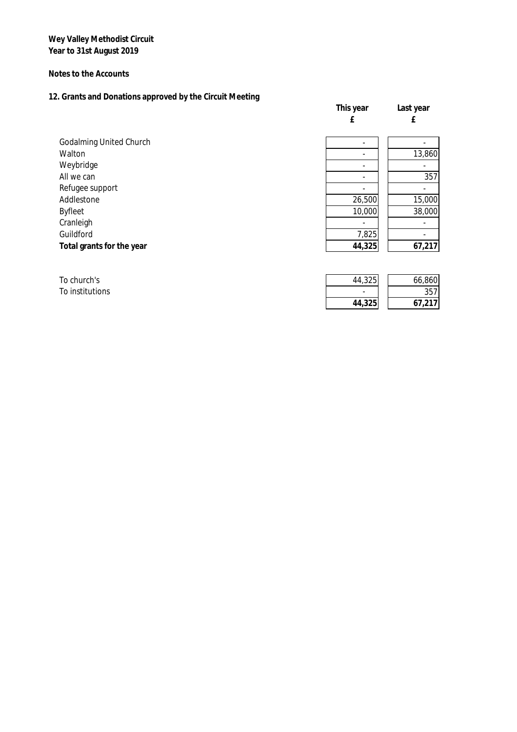**Wey Valley Methodist Circuit**
**Year to 31st August 2019**

**Notes to the Accounts**

## 12. Grants and Donations approved by the Circuit Meeting

| | This year £ | Last year £ |
|---|---|---|
| Godalming United Church | - | - |
| Walton | - | 13,860 |
| Weybridge | - | - |
| All we can | - | 357 |
| Refugee support | - | - |
| Addlestone | 26,500 | 15,000 |
| Byfleet | 10,000 | 38,000 |
| Cranleigh | - | - |
| Guildford | 7,825 | - |
| **Total grants for the year** | **44,325** | **67,217** |

| | This year £ | Last year £ |
|---|---|---|
| To church's | 44,325 | 66,860 |
| To institutions | - | 357 |
| | **44,325** | **67,217** |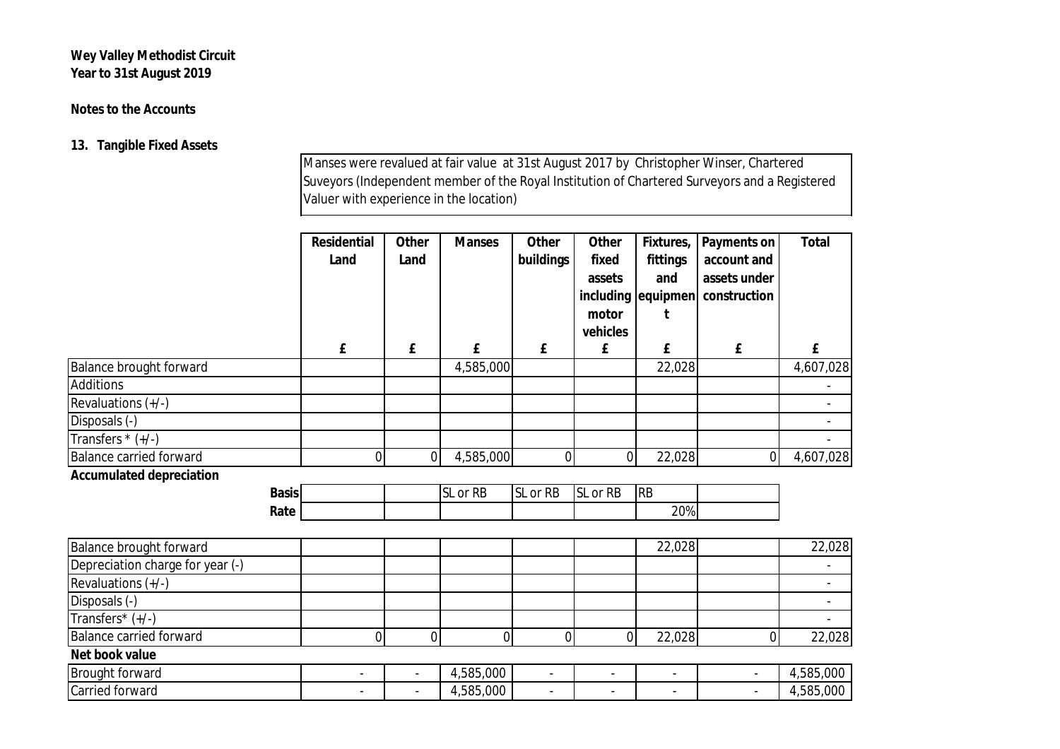**Wey Valley Methodist Circuit**
**Year to 31st August 2019**

**Notes to the Accounts**

**13. Tangible Fixed Assets**

Manses were revalued at fair value at 31st August 2017 by Christopher Winser, Chartered Suveyors (Independent member of the Royal Institution of Chartered Surveyors and a Registered Valuer with experience in the location)

| | Residential Land | Other Land | Manses | Other buildings | Other fixed assets including motor vehicles | Fixtures, fittings and equipment | Payments on account and assets under construction | Total |
|---|---|---|---|---|---|---|---|---|
| | £ | £ | £ | £ | £ | £ | £ | £ |
| Balance brought forward | | | 4,585,000 | | | 22,028 | | 4,607,028 |
| Additions | | | | | | | | - |
| Revaluations (+/-) | | | | | | | | - |
| Disposals (-) | | | | | | | | - |
| Transfers * (+/-) | | | | | | | | - |
| Balance carried forward | 0 | 0 | 4,585,000 | 0 | 0 | 22,028 | 0 | 4,607,028 |
| **Accumulated depreciation** | | | | | | | | |
| **Basis** | | | SL or RB | SL or RB | SL or RB | RB | | |
| **Rate** | | | | | | 20% | | |
| Balance brought forward | | | | | | 22,028 | | 22,028 |
| Depreciation charge for year (-) | | | | | | | | - |
| Revaluations (+/-) | | | | | | | | - |
| Disposals (-) | | | | | | | | - |
| Transfers* (+/-) | | | | | | | | - |
| Balance carried forward | 0 | 0 | 0 | 0 | 0 | 22,028 | 0 | 22,028 |
| **Net book value** | | | | | | | | |
| Brought forward | - | - | 4,585,000 | - | - | - | - | 4,585,000 |
| Carried forward | - | - | 4,585,000 | - | - | - | - | 4,585,000 |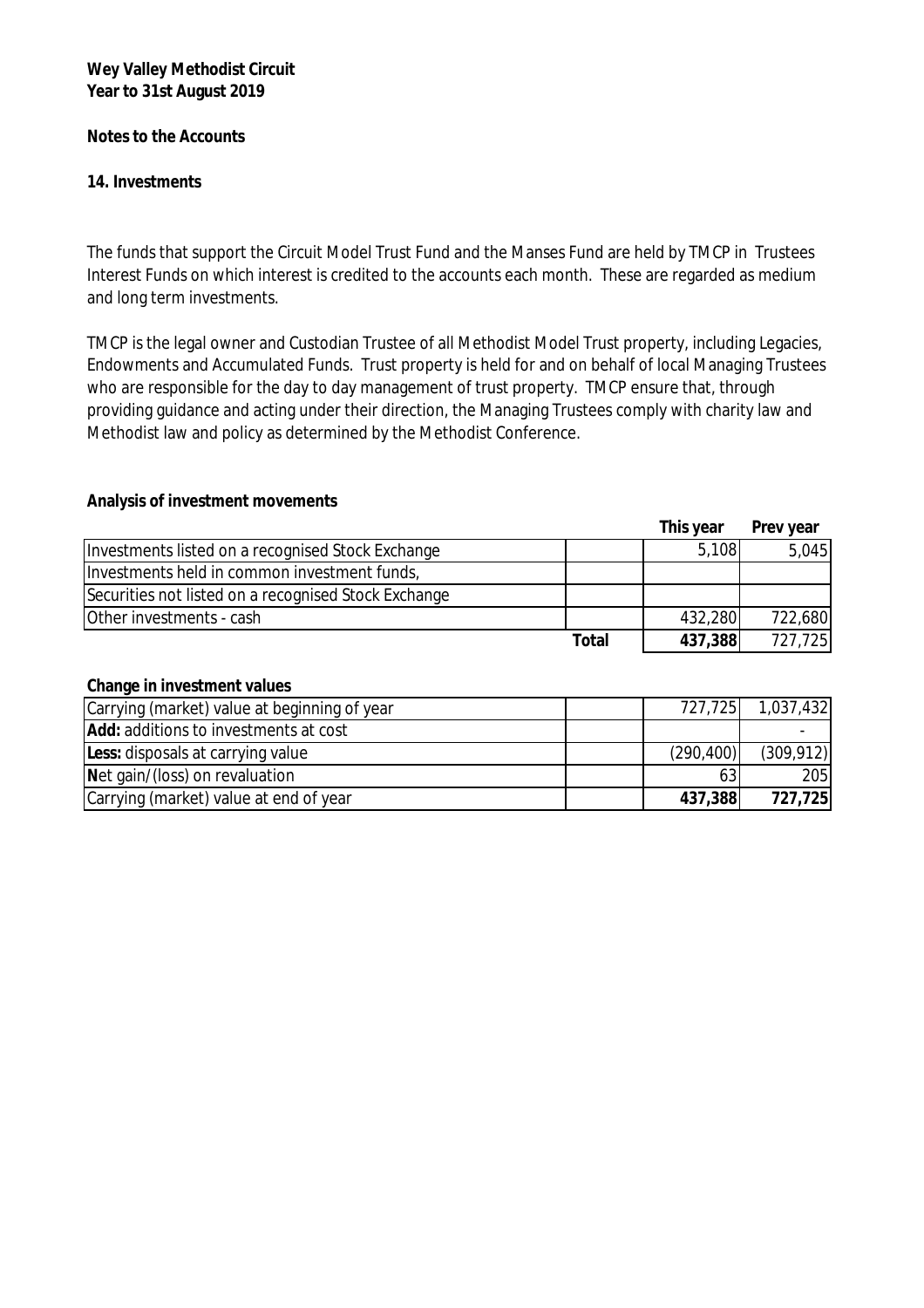**Wey Valley Methodist Circuit**
**Year to 31st August 2019**

**Notes to the Accounts**

## 14. Investments

The funds that support the Circuit Model Trust Fund and the Manses Fund are held by TMCP in Trustees Interest Funds on which interest is credited to the accounts each month. These are regarded as medium and long term investments.

TMCP is the legal owner and Custodian Trustee of all Methodist Model Trust property, including Legacies, Endowments and Accumulated Funds. Trust property is held for and on behalf of local Managing Trustees who are responsible for the day to day management of trust property. TMCP ensure that, through providing guidance and acting under their direction, the Managing Trustees comply with charity law and Methodist law and policy as determined by the Methodist Conference.

**Analysis of investment movements**

| | | **This year** | **Prev year** |
|---|---|---|---|
| Investments listed on a recognised Stock Exchange | | 5,108 | 5,045 |
| Investments held in common investment funds, | | | |
| Securities not listed on a recognised Stock Exchange | | | |
| Other investments - cash | | 432,280 | 722,680 |
| | **Total** | **437,388** | 727,725 |

**Change in investment values**

| | | | |
|---|---|---|---|
| Carrying (market) value at beginning of year | | 727,725 | 1,037,432 |
| **Add:** additions to investments at cost | | | - |
| **Less:** disposals at carrying value | | (290,400) | (309,912) |
| **N**et gain/(loss) on revaluation | | 63 | 205 |
| Carrying (market) value at end of year | | **437,388** | **727,725** |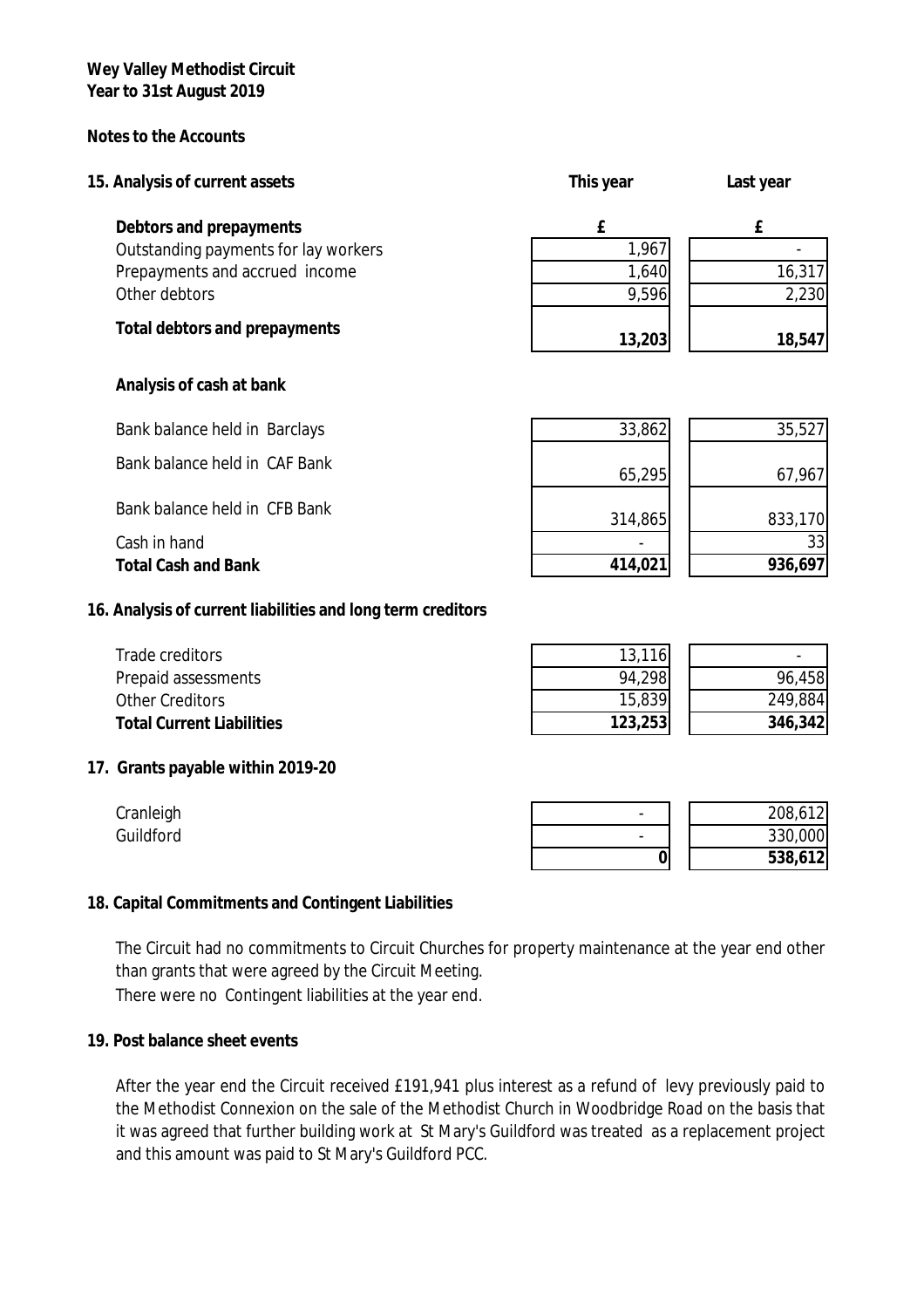**Wey Valley Methodist Circuit**
**Year to 31st August 2019**

**Notes to the Accounts**

## 15. Analysis of current assets

| | This year | Last year |
|---|---|---|
| **Debtors and prepayments** | **£** | **£** |
| Outstanding payments for lay workers | 1,967 | - |
| Prepayments and accrued income | 1,640 | 16,317 |
| Other debtors | 9,596 | 2,230 |
| **Total debtors and prepayments** | **13,203** | **18,547** |

**Analysis of cash at bank**

| | This year | Last year |
|---|---|---|
| Bank balance held in Barclays | 33,862 | 35,527 |
| Bank balance held in CAF Bank | 65,295 | 67,967 |
| Bank balance held in CFB Bank | 314,865 | 833,170 |
| Cash in hand | - | 33 |
| **Total Cash and Bank** | **414,021** | **936,697** |

## 16. Analysis of current liabilities and long term creditors

| | This year | Last year |
|---|---|---|
| Trade creditors | 13,116 | - |
| Prepaid assessments | 94,298 | 96,458 |
| Other Creditors | 15,839 | 249,884 |
| **Total Current Liabilities** | **123,253** | **346,342** |

## 17. Grants payable within 2019-20

| | This year | Last year |
|---|---|---|
| Cranleigh | - | 208,612 |
| Guildford | - | 330,000 |
| | **0** | **538,612** |

## 18. Capital Commitments and Contingent Liabilities

The Circuit had no commitments to Circuit Churches for property maintenance at the year end other than grants that were agreed by the Circuit Meeting.
There were no Contingent liabilities at the year end.

## 19. Post balance sheet events

After the year end the Circuit received £191,941 plus interest as a refund of levy previously paid to the Methodist Connexion on the sale of the Methodist Church in Woodbridge Road on the basis that it was agreed that further building work at St Mary's Guildford was treated as a replacement project and this amount was paid to St Mary's Guildford PCC.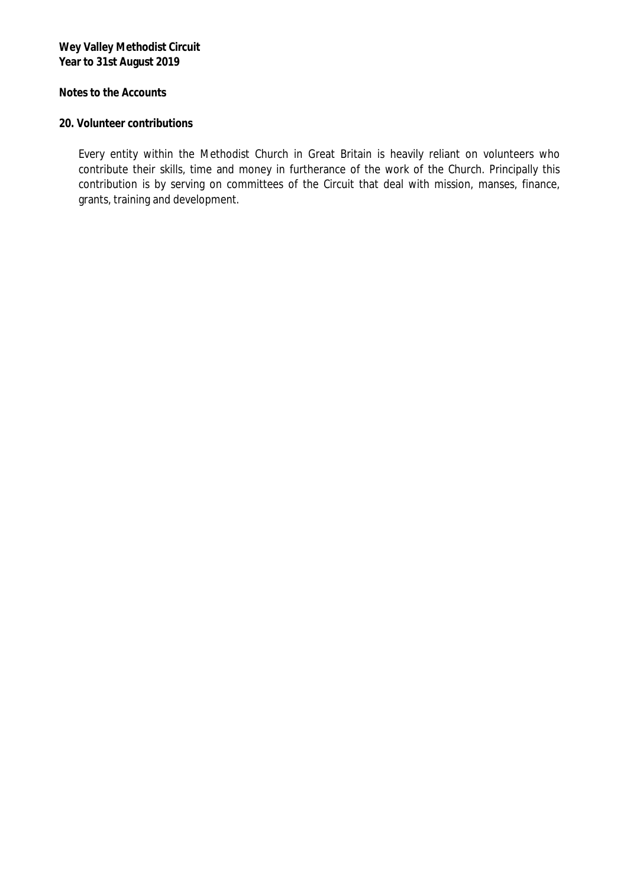**Wey Valley Methodist Circuit**
**Year to 31st August 2019**

**Notes to the Accounts**

**20. Volunteer contributions**

Every entity within the Methodist Church in Great Britain is heavily reliant on volunteers who contribute their skills, time and money in furtherance of the work of the Church. Principally this contribution is by serving on committees of the Circuit that deal with mission, manses, finance, grants, training and development.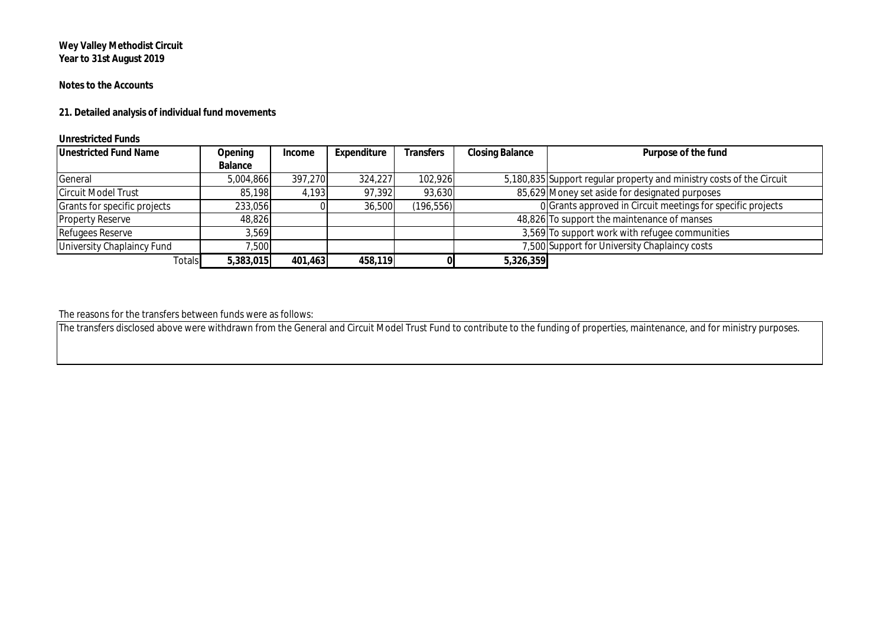**Wey Valley Methodist Circuit**
**Year to 31st August 2019**

**Notes to the Accounts**

**21. Detailed analysis of individual fund movements**

**Unrestricted Funds**

| Unestricted Fund Name | Opening Balance | Income | Expenditure | Transfers | Closing Balance | Purpose of the fund |
|---|---|---|---|---|---|---|
| General | 5,004,866 | 397,270 | 324,227 | 102,926 | 5,180,835 | Support regular property and ministry costs of the Circuit |
| Circuit Model Trust | 85,198 | 4,193 | 97,392 | 93,630 | 85,629 | Money set aside for designated purposes |
| Grants for specific projects | 233,056 | 0 | 36,500 | (196,556) | 0 | Grants approved in Circuit meetings for specific projects |
| Property Reserve | 48,826 | | | | 48,826 | To support the maintenance of manses |
| Refugees Reserve | 3,569 | | | | 3,569 | To support work with refugee communities |
| University Chaplaincy Fund | 7,500 | | | | 7,500 | Support for University Chaplaincy costs |
| Totals | **5,383,015** | **401,463** | **458,119** | **0** | **5,326,359** | |

The reasons for the transfers between funds were as follows:

The transfers disclosed above were withdrawn from the General and Circuit Model Trust Fund to contribute to the funding of properties, maintenance, and for ministry purposes.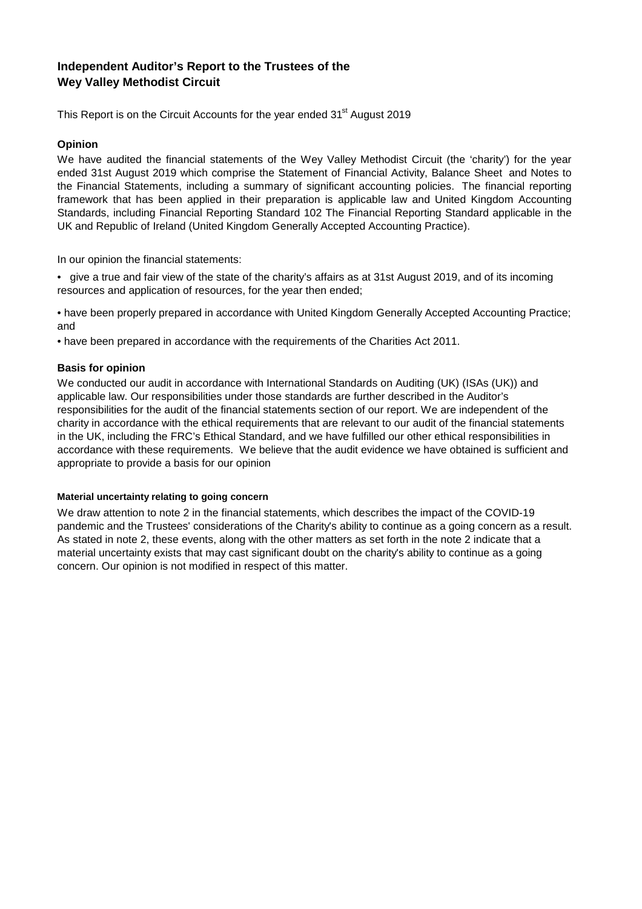## Independent Auditor's Report to the Trustees of the Wey Valley Methodist Circuit

This Report is on the Circuit Accounts for the year ended 31st August 2019

### Opinion

We have audited the financial statements of the Wey Valley Methodist Circuit (the 'charity') for the year ended 31st August 2019 which comprise the Statement of Financial Activity, Balance Sheet and Notes to the Financial Statements, including a summary of significant accounting policies. The financial reporting framework that has been applied in their preparation is applicable law and United Kingdom Accounting Standards, including Financial Reporting Standard 102 The Financial Reporting Standard applicable in the UK and Republic of Ireland (United Kingdom Generally Accepted Accounting Practice).

In our opinion the financial statements:

- give a true and fair view of the state of the charity's affairs as at 31st August 2019, and of its incoming resources and application of resources, for the year then ended;
- have been properly prepared in accordance with United Kingdom Generally Accepted Accounting Practice; and
- have been prepared in accordance with the requirements of the Charities Act 2011.

### Basis for opinion

We conducted our audit in accordance with International Standards on Auditing (UK) (ISAs (UK)) and applicable law. Our responsibilities under those standards are further described in the Auditor's responsibilities for the audit of the financial statements section of our report. We are independent of the charity in accordance with the ethical requirements that are relevant to our audit of the financial statements in the UK, including the FRC's Ethical Standard, and we have fulfilled our other ethical responsibilities in accordance with these requirements. We believe that the audit evidence we have obtained is sufficient and appropriate to provide a basis for our opinion

#### Material uncertainty relating to going concern

We draw attention to note 2 in the financial statements, which describes the impact of the COVID-19 pandemic and the Trustees' considerations of the Charity's ability to continue as a going concern as a result. As stated in note 2, these events, along with the other matters as set forth in the note 2 indicate that a material uncertainty exists that may cast significant doubt on the charity's ability to continue as a going concern. Our opinion is not modified in respect of this matter.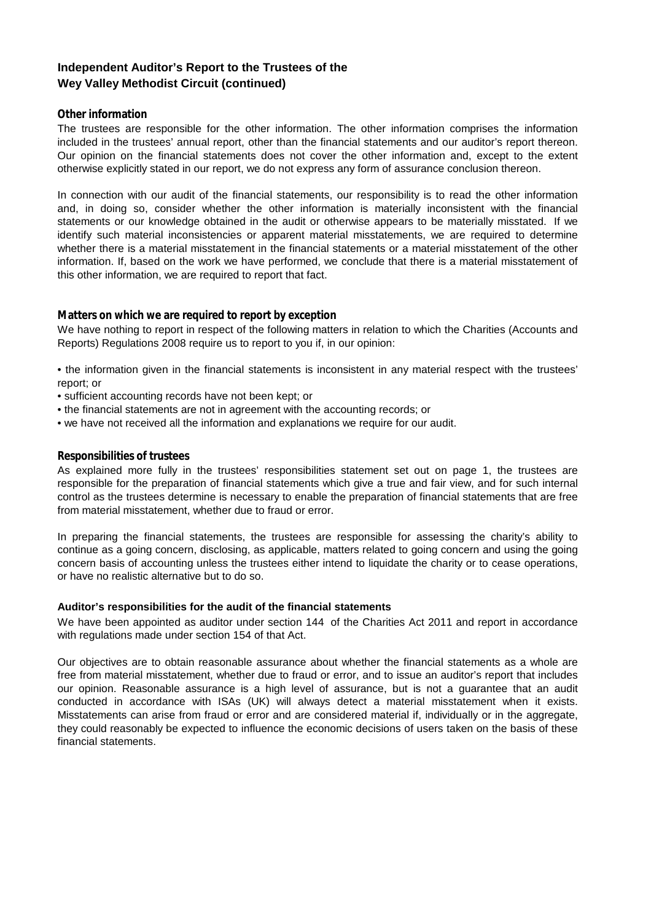## Independent Auditor's Report to the Trustees of the Wey Valley Methodist Circuit (continued)

### Other information

The trustees are responsible for the other information. The other information comprises the information included in the trustees' annual report, other than the financial statements and our auditor's report thereon. Our opinion on the financial statements does not cover the other information and, except to the extent otherwise explicitly stated in our report, we do not express any form of assurance conclusion thereon.

In connection with our audit of the financial statements, our responsibility is to read the other information and, in doing so, consider whether the other information is materially inconsistent with the financial statements or our knowledge obtained in the audit or otherwise appears to be materially misstated. If we identify such material inconsistencies or apparent material misstatements, we are required to determine whether there is a material misstatement in the financial statements or a material misstatement of the other information. If, based on the work we have performed, we conclude that there is a material misstatement of this other information, we are required to report that fact.

### Matters on which we are required to report by exception

We have nothing to report in respect of the following matters in relation to which the Charities (Accounts and Reports) Regulations 2008 require us to report to you if, in our opinion:

- the information given in the financial statements is inconsistent in any material respect with the trustees' report; or
- sufficient accounting records have not been kept; or
- the financial statements are not in agreement with the accounting records; or
- we have not received all the information and explanations we require for our audit.

### Responsibilities of trustees

As explained more fully in the trustees' responsibilities statement set out on page 1, the trustees are responsible for the preparation of financial statements which give a true and fair view, and for such internal control as the trustees determine is necessary to enable the preparation of financial statements that are free from material misstatement, whether due to fraud or error.

In preparing the financial statements, the trustees are responsible for assessing the charity's ability to continue as a going concern, disclosing, as applicable, matters related to going concern and using the going concern basis of accounting unless the trustees either intend to liquidate the charity or to cease operations, or have no realistic alternative but to do so.

### Auditor's responsibilities for the audit of the financial statements

We have been appointed as auditor under section 144 of the Charities Act 2011 and report in accordance with regulations made under section 154 of that Act.

Our objectives are to obtain reasonable assurance about whether the financial statements as a whole are free from material misstatement, whether due to fraud or error, and to issue an auditor's report that includes our opinion. Reasonable assurance is a high level of assurance, but is not a guarantee that an audit conducted in accordance with ISAs (UK) will always detect a material misstatement when it exists. Misstatements can arise from fraud or error and are considered material if, individually or in the aggregate, they could reasonably be expected to influence the economic decisions of users taken on the basis of these financial statements.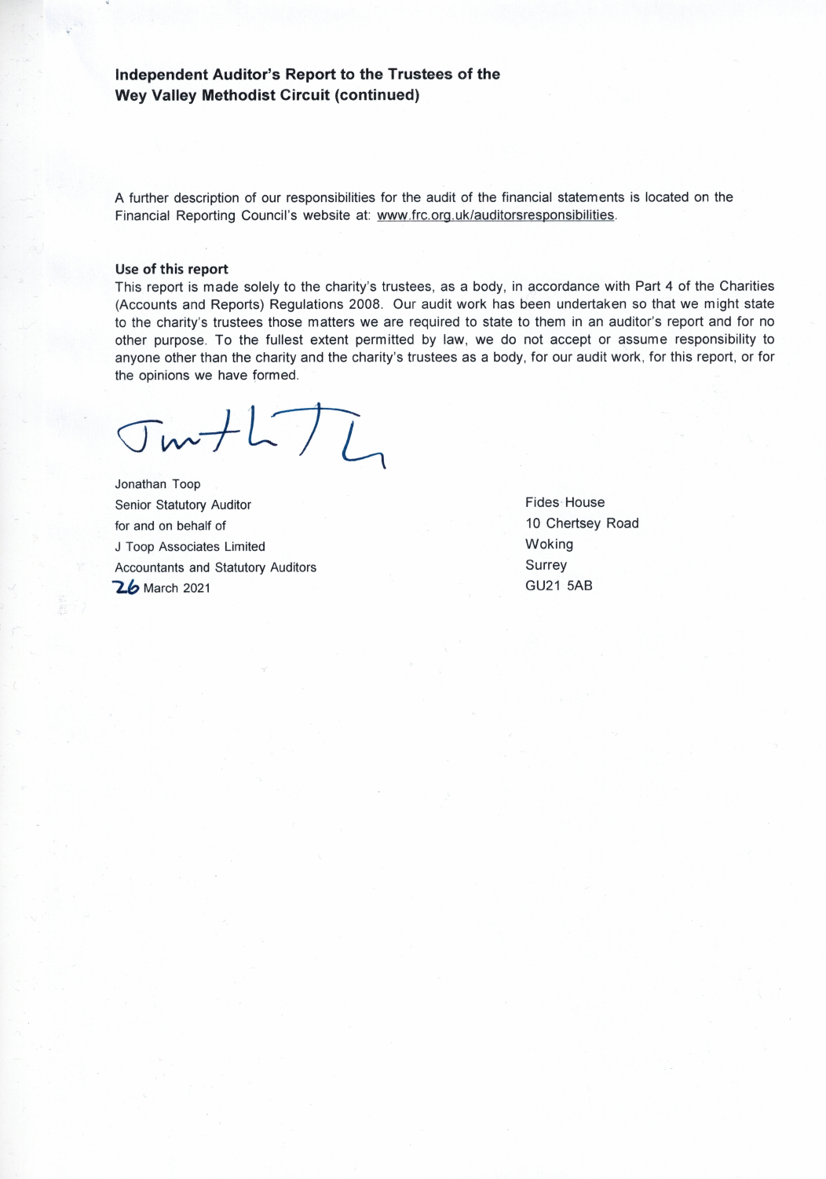**Independent Auditor's Report to the Trustees of the Wey Valley Methodist Circuit (continued)**

A further description of our responsibilities for the audit of the financial statements is located on the Financial Reporting Council's website at: www.frc.org.uk/auditorsresponsibilities.

**Use of this report**

This report is made solely to the charity's trustees, as a body, in accordance with Part 4 of the Charities (Accounts and Reports) Regulations 2008. Our audit work has been undertaken so that we might state to the charity's trustees those matters we are required to state to them in an auditor's report and for no other purpose. To the fullest extent permitted by law, we do not accept or assume responsibility to anyone other than the charity and the charity's trustees as a body, for our audit work, for this report, or for the opinions we have formed.

Jonathan Toop
Senior Statutory Auditor
for and on behalf of
J Toop Associates Limited
Accountants and Statutory Auditors
26 March 2021

Fides House
10 Chertsey Road
Woking
Surrey
GU21 5AB